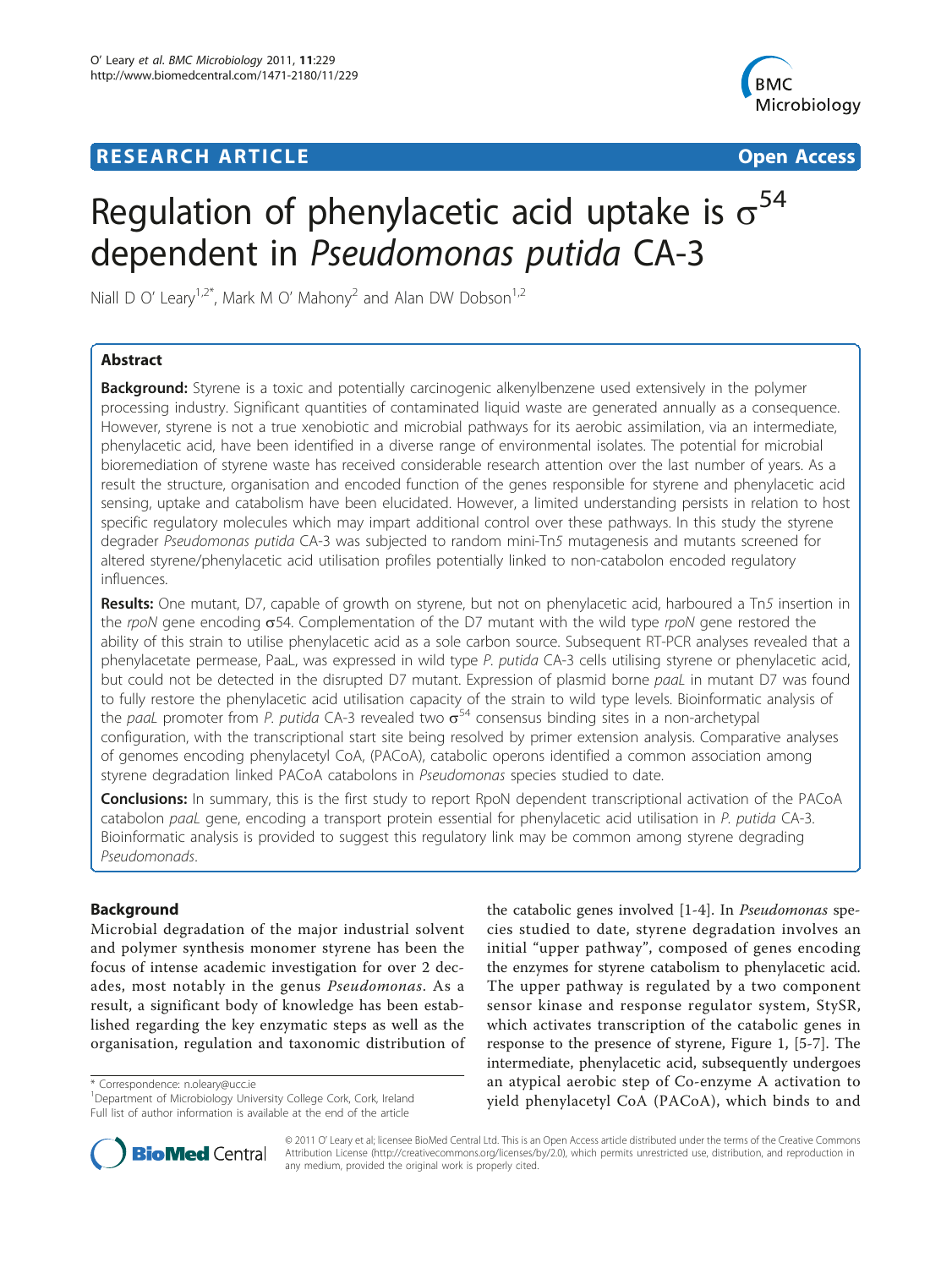# Regulation of phenylacetic acid uptake is $\sigma^{54}$ dependent in *Pseudomonas putida* CA-3

Niall D O' Leary[1,2*], Mark M O' Mahony[2] and Alan DW Dobson[1,2]

## Abstract

**Background:** Styrene is a toxic and potentially carcinogenic alkenylbenzene used extensively in the polymer processing industry. Significant quantities of contaminated liquid waste are generated annually as a consequence. However, styrene is not a true xenobiotic and microbial pathways for its aerobic assimilation, via an intermediate, phenylacetic acid, have been identified in a diverse range of environmental isolates. The potential for microbial bioremediation of styrene waste has received considerable research attention over the last number of years. As a result the structure, organisation and encoded function of the genes responsible for styrene and phenylacetic acid sensing, uptake and catabolism have been elucidated. However, a limited understanding persists in relation to host specific regulatory molecules which may impart additional control over these pathways. In this study the styrene degrader *Pseudomonas putida* CA-3 was subjected to random mini-Tn*5* mutagenesis and mutants screened for altered styrene/phenylacetic acid utilisation profiles potentially linked to non-catabolon encoded regulatory influences.

**Results:** One mutant, D7, capable of growth on styrene, but not on phenylacetic acid, harboured a Tn*5* insertion in the *rpoN* gene encoding σ54. Complementation of the D7 mutant with the wild type *rpoN* gene restored the ability of this strain to utilise phenylacetic acid as a sole carbon source. Subsequent RT-PCR analyses revealed that a phenylacetate permease, PaaL, was expressed in wild type *P. putida* CA-3 cells utilising styrene or phenylacetic acid, but could not be detected in the disrupted D7 mutant. Expression of plasmid borne *paaL* in mutant D7 was found to fully restore the phenylacetic acid utilisation capacity of the strain to wild type levels. Bioinformatic analysis of the *paaL* promoter from *P. putida* CA-3 revealed two $\sigma^{54}$ consensus binding sites in a non-archetypal configuration, with the transcriptional start site being resolved by primer extension analysis. Comparative analyses of genomes encoding phenylacetyl CoA, (PACoA), catabolic operons identified a common association among styrene degradation linked PACoA catabolons in *Pseudomonas* species studied to date.

**Conclusions:** In summary, this is the first study to report RpoN dependent transcriptional activation of the PACoA catabolon *paaL* gene, encoding a transport protein essential for phenylacetic acid utilisation in *P. putida* CA-3. Bioinformatic analysis is provided to suggest this regulatory link may be common among styrene degrading *Pseudomonads*.

## Background

Microbial degradation of the major industrial solvent and polymer synthesis monomer styrene has been the focus of intense academic investigation for over 2 decades, most notably in the genus *Pseudomonas*. As a result, a significant body of knowledge has been established regarding the key enzymatic steps as well as the organisation, regulation and taxonomic distribution of the catabolic genes involved [1-4]. In *Pseudomonas* species studied to date, styrene degradation involves an initial "upper pathway", composed of genes encoding the enzymes for styrene catabolism to phenylacetic acid. The upper pathway is regulated by a two component sensor kinase and response regulator system, StySR, which activates transcription of the catabolic genes in response to the presence of styrene, Figure 1, [5-7]. The intermediate, phenylacetic acid, subsequently undergoes an atypical aerobic step of Co-enzyme A activation to yield phenylacetyl CoA (PACoA), which binds to and

\* Correspondence: n.oleary@ucc.ie
[1]Department of Microbiology University College Cork, Cork, Ireland
Full list of author information is available at the end of the article

© 2011 O' Leary et al; licensee BioMed Central Ltd. This is an Open Access article distributed under the terms of the Creative Commons Attribution License (http://creativecommons.org/licenses/by/2.0), which permits unrestricted use, distribution, and reproduction in any medium, provided the original work is properly cited.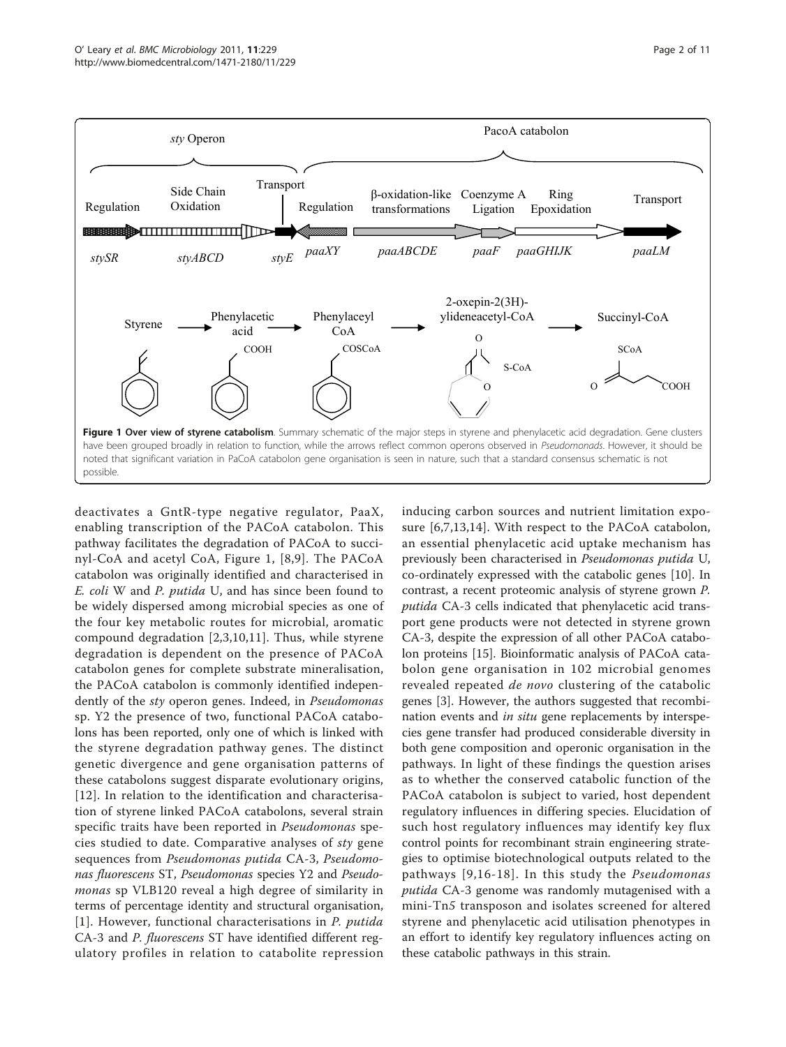**Figure 1 Over view of styrene catabolism**. Summary schematic of the major steps in styrene and phenylacetic acid degradation. Gene clusters have been grouped broadly in relation to function, while the arrows reflect common operons observed in *Pseudomonads*. However, it should be noted that significant variation in PaCoA catabolon gene organisation is seen in nature, such that a standard consensus schematic is not possible.

deactivates a GntR-type negative regulator, PaaX, enabling transcription of the PACoA catabolon. This pathway facilitates the degradation of PACoA to succinyl-CoA and acetyl CoA, Figure 1, [8,9]. The PACoA catabolon was originally identified and characterised in *E. coli* W and *P. putida* U, and has since been found to be widely dispersed among microbial species as one of the four key metabolic routes for microbial, aromatic compound degradation [2,3,10,11]. Thus, while styrene degradation is dependent on the presence of PACoA catabolon genes for complete substrate mineralisation, the PACoA catabolon is commonly identified independently of the *sty* operon genes. Indeed, in *Pseudomonas* sp. Y2 the presence of two, functional PACoA catabolons has been reported, only one of which is linked with the styrene degradation pathway genes. The distinct genetic divergence and gene organisation patterns of these catabolons suggest disparate evolutionary origins, [12]. In relation to the identification and characterisation of styrene linked PACoA catabolons, several strain specific traits have been reported in *Pseudomonas* species studied to date. Comparative analyses of *sty* gene sequences from *Pseudomonas putida* CA-3, *Pseudomonas fluorescens* ST, *Pseudomonas* species Y2 and *Pseudomonas* sp VLB120 reveal a high degree of similarity in terms of percentage identity and structural organisation, [1]. However, functional characterisations in *P. putida* CA-3 and *P. fluorescens* ST have identified different regulatory profiles in relation to catabolite repression inducing carbon sources and nutrient limitation exposure [6,7,13,14]. With respect to the PACoA catabolon, an essential phenylacetic acid uptake mechanism has previously been characterised in *Pseudomonas putida* U, co-ordinately expressed with the catabolic genes [10]. In contrast, a recent proteomic analysis of styrene grown *P. putida* CA-3 cells indicated that phenylacetic acid transport gene products were not detected in styrene grown CA-3, despite the expression of all other PACoA catabolon proteins [15]. Bioinformatic analysis of PACoA catabolon gene organisation in 102 microbial genomes revealed repeated *de novo* clustering of the catabolic genes [3]. However, the authors suggested that recombination events and *in situ* gene replacements by interspecies gene transfer had produced considerable diversity in both gene composition and operonic organisation in the pathways. In light of these findings the question arises as to whether the conserved catabolic function of the PACoA catabolon is subject to varied, host dependent regulatory influences in differing species. Elucidation of such host regulatory influences may identify key flux control points for recombinant strain engineering strategies to optimise biotechnological outputs related to the pathways [9,16-18]. In this study the *Pseudomonas putida* CA-3 genome was randomly mutagenised with a mini-Tn*5* transposon and isolates screened for altered styrene and phenylacetic acid utilisation phenotypes in an effort to identify key regulatory influences acting on these catabolic pathways in this strain.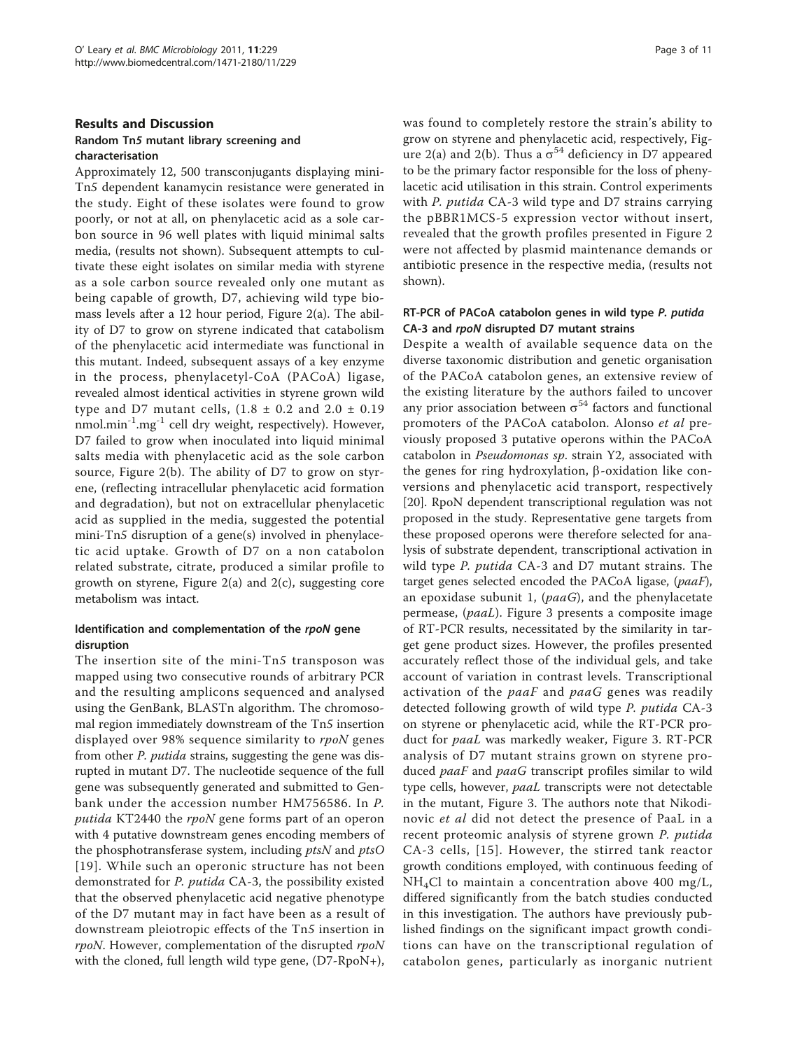## Results and Discussion

### Random *Tn5* mutant library screening and characterisation

Approximately 12, 500 transconjugants displaying mini-*Tn5* dependent kanamycin resistance were generated in the study. Eight of these isolates were found to grow poorly, or not at all, on phenylacetic acid as a sole carbon source in 96 well plates with liquid minimal salts media, (results not shown). Subsequent attempts to cultivate these eight isolates on similar media with styrene as a sole carbon source revealed only one mutant as being capable of growth, D7, achieving wild type biomass levels after a 12 hour period, Figure 2(a). The ability of D7 to grow on styrene indicated that catabolism of the phenylacetic acid intermediate was functional in this mutant. Indeed, subsequent assays of a key enzyme in the process, phenylacetyl-CoA (PACoA) ligase, revealed almost identical activities in styrene grown wild type and D7 mutant cells, ($1.8 \pm 0.2$ and $2.0 \pm 0.19$ $nmol.min^{-1}.mg^{-1}$ cell dry weight, respectively). However, D7 failed to grow when inoculated into liquid minimal salts media with phenylacetic acid as the sole carbon source, Figure 2(b). The ability of D7 to grow on styrene, (reflecting intracellular phenylacetic acid formation and degradation), but not on extracellular phenylacetic acid as supplied in the media, suggested the potential mini-*Tn5* disruption of a gene(s) involved in phenylacetic acid uptake. Growth of D7 on a non catabolon related substrate, citrate, produced a similar profile to growth on styrene, Figure 2(a) and 2(c), suggesting core metabolism was intact.

### Identification and complementation of the *rpoN* gene disruption

The insertion site of the mini-*Tn5* transposon was mapped using two consecutive rounds of arbitrary PCR and the resulting amplicons sequenced and analysed using the GenBank, BLASTn algorithm. The chromosomal region immediately downstream of the *Tn5* insertion displayed over 98% sequence similarity to *rpoN* genes from other *P. putida* strains, suggesting the gene was disrupted in mutant D7. The nucleotide sequence of the full gene was subsequently generated and submitted to Genbank under the accession number HM756586. In *P. putida* KT2440 the *rpoN* gene forms part of an operon with 4 putative downstream genes encoding members of the phosphotransferase system, including *ptsN* and *ptsO* [19]. While such an operonic structure has not been demonstrated for *P. putida* CA-3, the possibility existed that the observed phenylacetic acid negative phenotype of the D7 mutant may in fact have been as a result of downstream pleiotropic effects of the *Tn5* insertion in *rpoN*. However, complementation of the disrupted *rpoN* with the cloned, full length wild type gene, (D7-RpoN+), was found to completely restore the strain's ability to grow on styrene and phenylacetic acid, respectively, Figure 2(a) and 2(b). Thus a $\sigma^{54}$ deficiency in D7 appeared to be the primary factor responsible for the loss of phenylacetic acid utilisation in this strain. Control experiments with *P. putida* CA-3 wild type and D7 strains carrying the pBBR1MCS-5 expression vector without insert, revealed that the growth profiles presented in Figure 2 were not affected by plasmid maintenance demands or antibiotic presence in the respective media, (results not shown).

### RT-PCR of PACoA catabolon genes in wild type *P. putida* CA-3 and *rpoN* disrupted D7 mutant strains

Despite a wealth of available sequence data on the diverse taxonomic distribution and genetic organisation of the PACoA catabolon genes, an extensive review of the existing literature by the authors failed to uncover any prior association between $\sigma^{54}$ factors and functional promoters of the PACoA catabolon. Alonso *et al* previously proposed 3 putative operons within the PACoA catabolon in *Pseudomonas sp.* strain Y2, associated with the genes for ring hydroxylation, β-oxidation like conversions and phenylacetic acid transport, respectively [20]. RpoN dependent transcriptional regulation was not proposed in the study. Representative gene targets from these proposed operons were therefore selected for analysis of substrate dependent, transcriptional activation in wild type *P. putida* CA-3 and D7 mutant strains. The target genes selected encoded the PACoA ligase, (*paaF*), an epoxidase subunit 1, (*paaG*), and the phenylacetate permease, (*paaL*). Figure 3 presents a composite image of RT-PCR results, necessitated by the similarity in target gene product sizes. However, the profiles presented accurately reflect those of the individual gels, and take account of variation in contrast levels. Transcriptional activation of the *paaF* and *paaG* genes was readily detected following growth of wild type *P. putida* CA-3 on styrene or phenylacetic acid, while the RT-PCR product for *paaL* was markedly weaker, Figure 3. RT-PCR analysis of D7 mutant strains grown on styrene produced *paaF* and *paaG* transcript profiles similar to wild type cells, however, *paaL* transcripts were not detectable in the mutant, Figure 3. The authors note that Nikodinovic *et al* did not detect the presence of PaaL in a recent proteomic analysis of styrene grown *P. putida* CA-3 cells, [15]. However, the stirred tank reactor growth conditions employed, with continuous feeding of $NH_4Cl$ to maintain a concentration above 400 mg/L, differed significantly from the batch studies conducted in this investigation. The authors have previously published findings on the significant impact growth conditions can have on the transcriptional regulation of catabolon genes, particularly as inorganic nutrient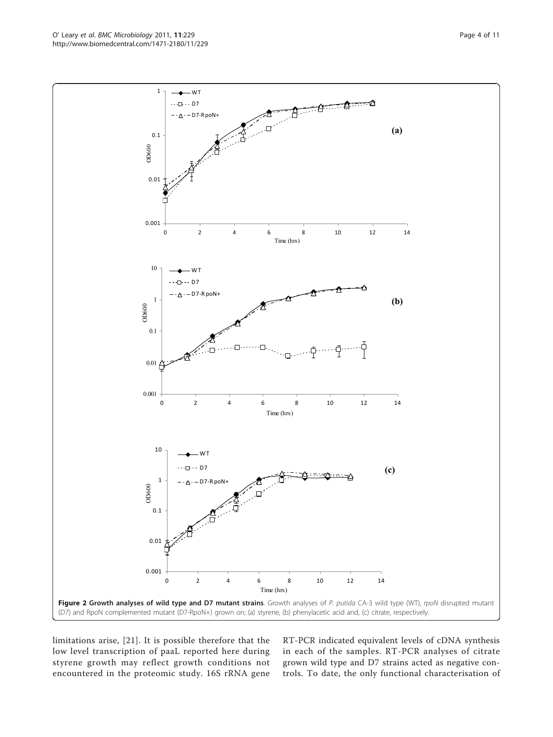**Figure 2 Growth analyses of wild type and D7 mutant strains**. Growth analyses of *P. putida* CA-3 wild type (WT), *rpoN* disrupted mutant (D7) and RpoN complemented mutant (D7-RpoN+) grown on; (a) styrene, (b) phenylacetic acid and, (c) citrate, respectively.

limitations arise, [21]. It is possible therefore that the low level transcription of paaL reported here during styrene growth may reflect growth conditions not encountered in the proteomic study. 16S rRNA gene RT-PCR indicated equivalent levels of cDNA synthesis in each of the samples. RT-PCR analyses of citrate grown wild type and D7 strains acted as negative controls. To date, the only functional characterisation of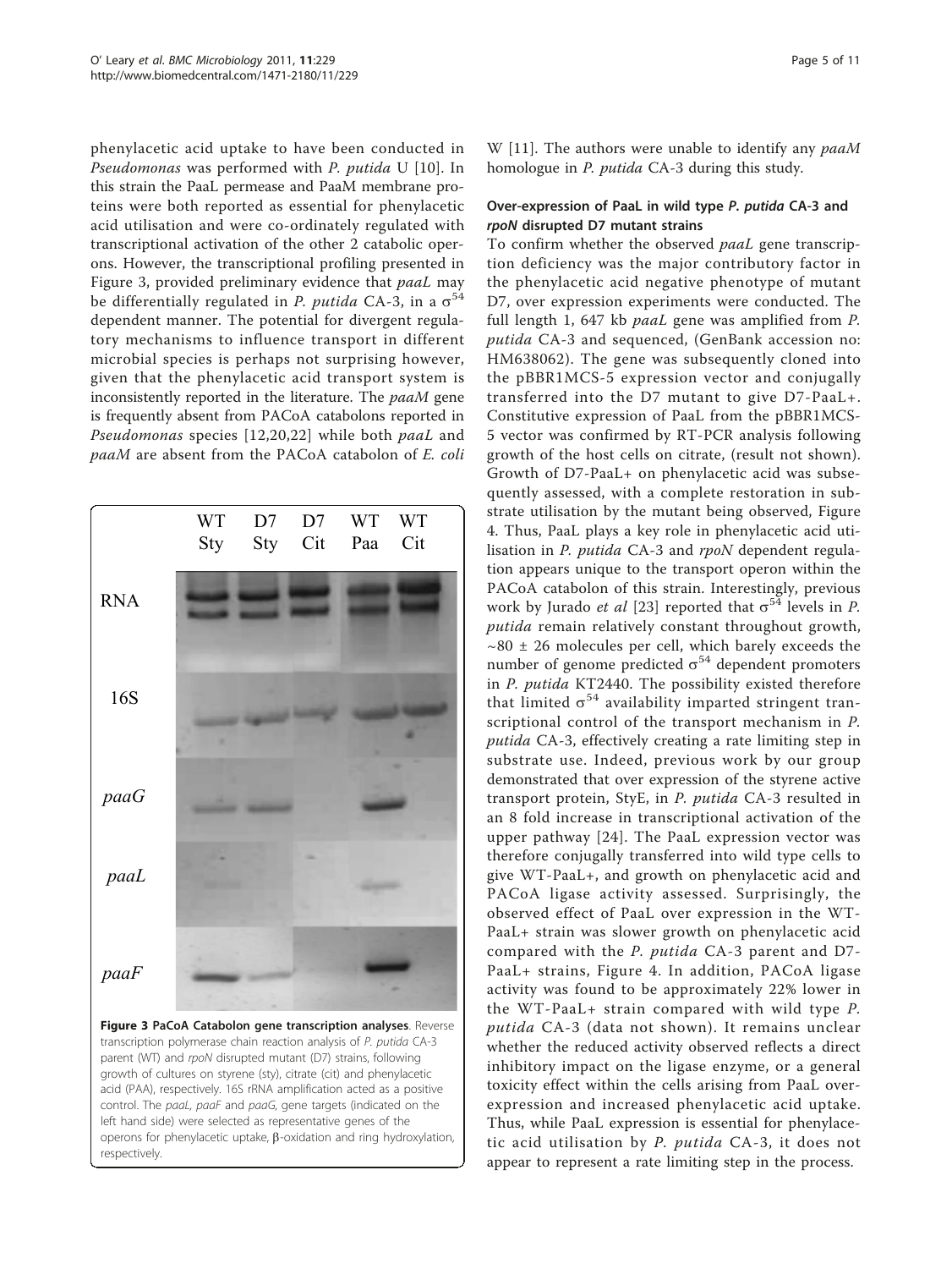phenylacetic acid uptake to have been conducted in *Pseudomonas* was performed with *P. putida* U [10]. In this strain the PaaL permease and PaaM membrane proteins were both reported as essential for phenylacetic acid utilisation and were co-ordinately regulated with transcriptional activation of the other 2 catabolic operons. However, the transcriptional profiling presented in Figure 3, provided preliminary evidence that *paaL* may be differentially regulated in *P. putida* CA-3, in a $\sigma^{54}$ dependent manner. The potential for divergent regulatory mechanisms to influence transport in different microbial species is perhaps not surprising however, given that the phenylacetic acid transport system is inconsistently reported in the literature. The *paaM* gene is frequently absent from PACoA catabolons reported in *Pseudomonas* species [12,20,22] while both *paaL* and *paaM* are absent from the PACoA catabolon of *E. coli* W [11]. The authors were unable to identify any *paaM* homologue in *P. putida* CA-3 during this study.

**Figure 3 PaCoA Catabolon gene transcription analyses**. Reverse transcription polymerase chain reaction analysis of *P. putida* CA-3 parent (WT) and *rpoN* disrupted mutant (D7) strains, following growth of cultures on styrene (sty), citrate (cit) and phenylacetic acid (PAA), respectively. 16S rRNA amplification acted as a positive control. The *paaL*, *paaF* and *paaG*, gene targets (indicated on the left hand side) were selected as representative genes of the operons for phenylacetic uptake, β-oxidation and ring hydroxylation, respectively.

### Over-expression of PaaL in wild type *P. putida* CA-3 and *rpoN* disrupted D7 mutant strains

To confirm whether the observed *paaL* gene transcription deficiency was the major contributory factor in the phenylacetic acid negative phenotype of mutant D7, over expression experiments were conducted. The full length 1, 647 kb *paaL* gene was amplified from *P. putida* CA-3 and sequenced, (GenBank accession no: HM638062). The gene was subsequently cloned into the pBBR1MCS-5 expression vector and conjugally transferred into the D7 mutant to give D7-PaaL+. Constitutive expression of PaaL from the pBBR1MCS-5 vector was confirmed by RT-PCR analysis following growth of the host cells on citrate, (result not shown). Growth of D7-PaaL+ on phenylacetic acid was subsequently assessed, with a complete restoration in substrate utilisation by the mutant being observed, Figure 4. Thus, PaaL plays a key role in phenylacetic acid utilisation in *P. putida* CA-3 and *rpoN* dependent regulation appears unique to the transport operon within the PACoA catabolon of this strain. Interestingly, previous work by Jurado *et al* [23] reported that $\sigma^{54}$ levels in *P. putida* remain relatively constant throughout growth, ~80 ± 26 molecules per cell, which barely exceeds the number of genome predicted $\sigma^{54}$ dependent promoters in *P. putida* KT2440. The possibility existed therefore that limited $\sigma^{54}$ availability imparted stringent transcriptional control of the transport mechanism in *P. putida* CA-3, effectively creating a rate limiting step in substrate use. Indeed, previous work by our group demonstrated that over expression of the styrene active transport protein, StyE, in *P. putida* CA-3 resulted in an 8 fold increase in transcriptional activation of the upper pathway [24]. The PaaL expression vector was therefore conjugally transferred into wild type cells to give WT-PaaL+, and growth on phenylacetic acid and PACoA ligase activity assessed. Surprisingly, the observed effect of PaaL over expression in the WT-PaaL+ strain was slower growth on phenylacetic acid compared with the *P. putida* CA-3 parent and D7-PaaL+ strains, Figure 4. In addition, PACoA ligase activity was found to be approximately 22% lower in the WT-PaaL+ strain compared with wild type *P. putida* CA-3 (data not shown). It remains unclear whether the reduced activity observed reflects a direct inhibitory impact on the ligase enzyme, or a general toxicity effect within the cells arising from PaaL over-expression and increased phenylacetic acid uptake. Thus, while PaaL expression is essential for phenylacetic acid utilisation by *P. putida* CA-3, it does not appear to represent a rate limiting step in the process.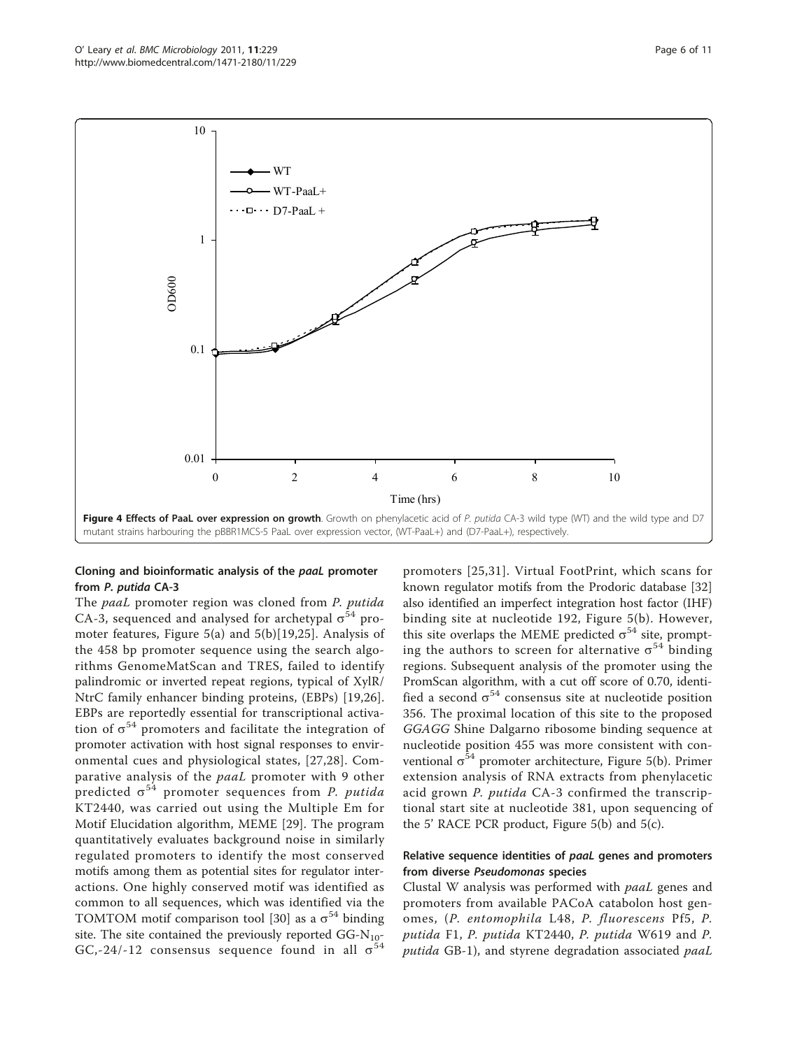**Figure 4 Effects of PaaL over expression on growth**. Growth on phenylacetic acid of *P. putida* CA-3 wild type (WT) and the wild type and D7 mutant strains harbouring the pBBR1MCS-5 PaaL over expression vector, (WT-PaaL+) and (D7-PaaL+), respectively.

### Cloning and bioinformatic analysis of the *paaL* promoter from *P. putida* CA-3

The *paaL* promoter region was cloned from *P. putida* CA-3, sequenced and analysed for archetypal $\sigma^{54}$ promoter features, Figure 5(a) and 5(b)[19,25]. Analysis of the 458 bp promoter sequence using the search algorithms GenomeMatScan and TRES, failed to identify palindromic or inverted repeat regions, typical of XylR/NtrC family enhancer binding proteins, (EBPs) [19,26]. EBPs are reportedly essential for transcriptional activation of $\sigma^{54}$ promoters and facilitate the integration of promoter activation with host signal responses to environmental cues and physiological states, [27,28]. Comparative analysis of the *paaL* promoter with 9 other predicted $\sigma^{54}$ promoter sequences from *P. putida* KT2440, was carried out using the Multiple Em for Motif Elucidation algorithm, MEME [29]. The program quantitatively evaluates background noise in similarly regulated promoters to identify the most conserved motifs among them as potential sites for regulator interactions. One highly conserved motif was identified as common to all sequences, which was identified via the TOMTOM motif comparison tool [30] as a $\sigma^{54}$ binding site. The site contained the previously reported GG-$N_{10}$-GC,-24/-12 consensus sequence found in all $\sigma^{54}$ promoters [25,31]. Virtual FootPrint, which scans for known regulator motifs from the Prodoric database [32] also identified an imperfect integration host factor (IHF) binding site at nucleotide 192, Figure 5(b). However, this site overlaps the MEME predicted $\sigma^{54}$ site, prompting the authors to screen for alternative $\sigma^{54}$ binding regions. Subsequent analysis of the promoter using the PromScan algorithm, with a cut off score of 0.70, identified a second $\sigma^{54}$ consensus site at nucleotide position 356. The proximal location of this site to the proposed *GGAGG* Shine Dalgarno ribosome binding sequence at nucleotide position 455 was more consistent with conventional $\sigma^{54}$ promoter architecture, Figure 5(b). Primer extension analysis of RNA extracts from phenylacetic acid grown *P. putida* CA-3 confirmed the transcriptional start site at nucleotide 381, upon sequencing of the 5' RACE PCR product, Figure 5(b) and 5(c).

### Relative sequence identities of *paaL* genes and promoters from diverse *Pseudomonas* species

Clustal W analysis was performed with *paaL* genes and promoters from available PACoA catabolon host genomes, (*P. entomophila* L48, *P. fluorescens* Pf5, *P. putida* F1, *P. putida* KT2440, *P. putida* W619 and *P. putida* GB-1), and styrene degradation associated *paaL*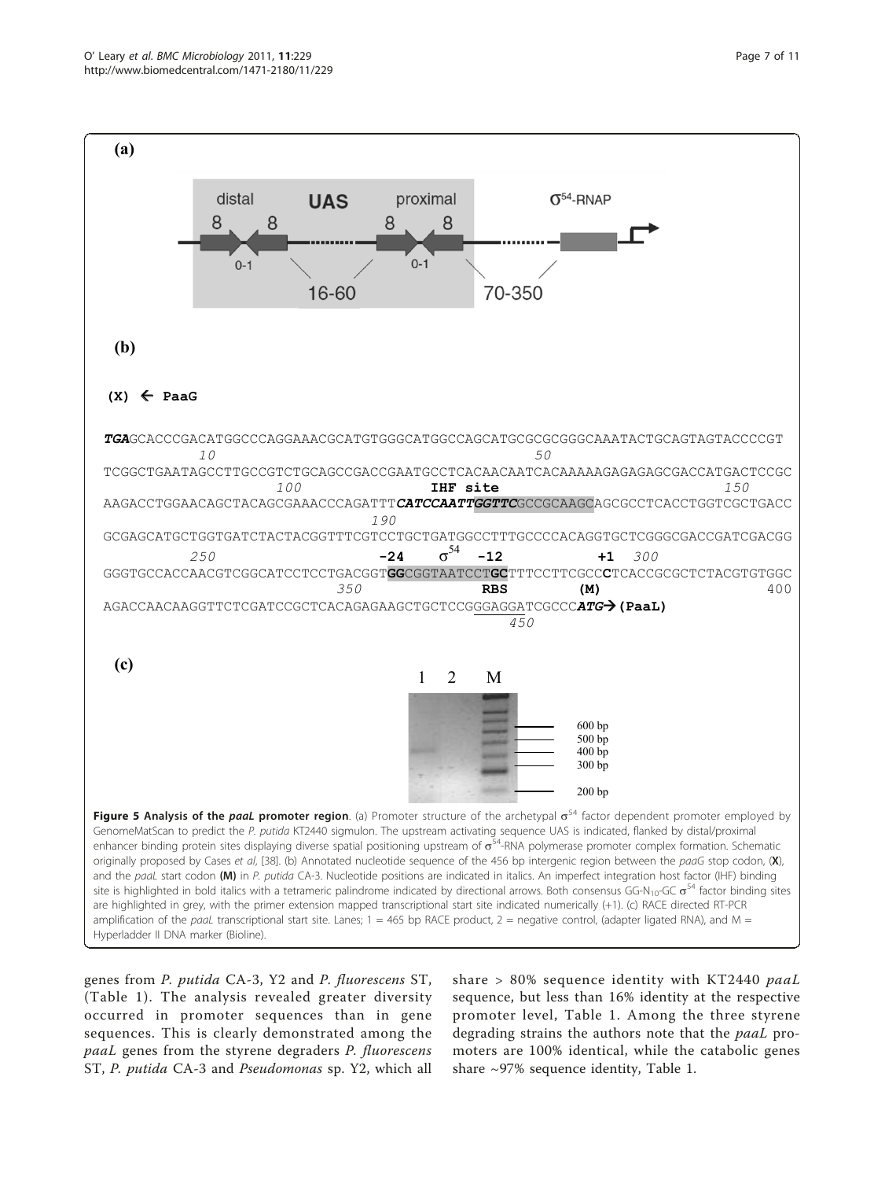(a)

(b)

(X) ← PaaG

```
TGAGCACCCGACATGGCCCAGGAAACGCATGTGGGCATGGCCAGCATGCGCGCGGGCAAATACTGCAGTAGTACCCCGT
         10                                                   50
TCGGCTGAATAGCCTTGCCGTCTGCAGCCGACCGAATGCCTCACAACAATCACAAAAAGAGAGAGCGACCATGACTCCGC
              100                          IHF site                            150
AAGACCTGGAACAGCTACAGCGAAACCCAGATTTCATCCAATTGGTTCGCCGCAAGCAGCGCCTCACCTGGTCGCTGACC
                                190
GCGAGCATGCTGGTGATCTACTACGGTTTCGTCCTGCTGATGGCCTTTGCCCCACAGGTGCTCGGGCGACCGATCGACGG
         250                    -24    σ54   -12              +1    300
GGGTGCCACCAACGTCGGCATCCTCCTGACGGTGGCGGTAATCCTGCTTTCCTTCGCCCTCACCGCGCTCTACGTGTGGC
                          350                RBS         (M)                   400
AGACCAACAAGGTTCTCGATCCGCTCACAGAGAAGCTGCTCCGGGAGGATCGCCCATG→ (PaaL)
                                                     450
```

(c)

**Figure 5 Analysis of the *paaL* promoter region**. (a) Promoter structure of the archetypal $\sigma^{54}$ factor dependent promoter employed by GenomeMatScan to predict the *P. putida* KT2440 sigmulon. The upstream activating sequence UAS is indicated, flanked by distal/proximal enhancer binding protein sites displaying diverse spatial positioning upstream of $\sigma^{54}$-RNA polymerase promoter complex formation. Schematic originally proposed by Cases *et al*, [38]. (b) Annotated nucleotide sequence of the 456 bp intergenic region between the *paaG* stop codon, (**X**), and the *paaL* start codon **(M)** in *P. putida* CA-3. Nucleotide positions are indicated in italics. An imperfect integration host factor (IHF) binding site is highlighted in bold italics with a tetrameric palindrome indicated by directional arrows. Both consensus GG-$N_{10}$-GC $\sigma^{54}$ factor binding sites are highlighted in grey, with the primer extension mapped transcriptional start site indicated numerically (+1). (c) RACE directed RT-PCR amplification of the *paaL* transcriptional start site. Lanes; 1 = 465 bp RACE product, 2 = negative control, (adapter ligated RNA), and M = Hyperladder II DNA marker (Bioline).

genes from *P. putida* CA-3, Y2 and *P. fluorescens* ST, (Table 1). The analysis revealed greater diversity occurred in promoter sequences than in gene sequences. This is clearly demonstrated among the *paaL* genes from the styrene degraders *P. fluorescens* ST, *P. putida* CA-3 and *Pseudomonas* sp. Y2, which all share > 80% sequence identity with KT2440 *paaL* sequence, but less than 16% identity at the respective promoter level, Table 1. Among the three styrene degrading strains the authors note that the *paaL* promoters are 100% identical, while the catabolic genes share ~97% sequence identity, Table 1.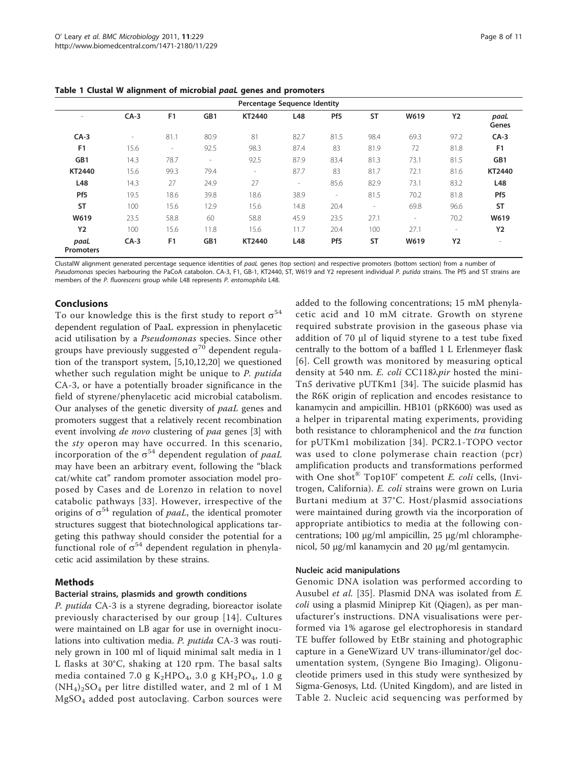**Table 1 Clustal W alignment of microbial *paaL* genes and promoters**

| | Percentage Sequence Identity | | | | | | | | | |
|---|---|---|---|---|---|---|---|---|---|---|
| - | CA-3 | F1 | GB1 | KT2440 | L48 | Pf5 | ST | W619 | Y2 | *paaL* Genes |
| **CA-3** | - | 81.1 | 80.9 | 81 | 82.7 | 81.5 | 98.4 | 69.3 | 97.2 | **CA-3** |
| **F1** | 15.6 | - | 92.5 | 98.3 | 87.4 | 83 | 81.9 | 72 | 81.8 | **F1** |
| **GB1** | 14.3 | 78.7 | - | 92.5 | 87.9 | 83.4 | 81.3 | 73.1 | 81.5 | **GB1** |
| **KT2440** | 15.6 | 99.3 | 79.4 | - | 87.7 | 83 | 81.7 | 72.1 | 81.6 | **KT2440** |
| **L48** | 14.3 | 27 | 24.9 | 27 | - | 85.6 | 82.9 | 73.1 | 83.2 | **L48** |
| **Pf5** | 19.5 | 18.6 | 39.8 | 18.6 | 38.9 | - | 81.5 | 70.2 | 81.8 | **Pf5** |
| **ST** | 100 | 15.6 | 12.9 | 15.6 | 14.8 | 20.4 | - | 69.8 | 96.6 | **ST** |
| **W619** | 23.5 | 58.8 | 60 | 58.8 | 45.9 | 23.5 | 27.1 | - | 70.2 | **W619** |
| **Y2** | 100 | 15.6 | 11.8 | 15.6 | 11.7 | 20.4 | 100 | 27.1 | - | **Y2** |
| ***paaL* Promoters** | CA-3 | F1 | GB1 | KT2440 | L48 | Pf5 | ST | W619 | Y2 | - |

ClustalW alignment generated percentage sequence identities of *paaL* genes (top section) and respective promoters (bottom section) from a number of *Pseudomonas* species harbouring the PaCoA catabolon. CA-3, F1, GB-1, KT2440, ST, W619 and Y2 represent individual *P. putida* strains. The Pf5 and ST strains are members of the *P. fluorescens* group while L48 represents *P. entomophila* L48.

## Conclusions

To our knowledge this is the first study to report $\sigma^{54}$ dependent regulation of PaaL expression in phenylacetic acid utilisation by a *Pseudomonas* species. Since other groups have previously suggested $\sigma^{70}$ dependent regulation of the transport system, [5,10,12,20] we questioned whether such regulation might be unique to *P. putida* CA-3, or have a potentially broader significance in the field of styrene/phenylacetic acid microbial catabolism. Our analyses of the genetic diversity of *paaL* genes and promoters suggest that a relatively recent recombination event involving *de novo* clustering of *paa* genes [3] with the *sty* operon may have occurred. In this scenario, incorporation of the $\sigma^{54}$ dependent regulation of *paaL* may have been an arbitrary event, following the "black cat/white cat" random promoter association model proposed by Cases and de Lorenzo in relation to novel catabolic pathways [33]. However, irrespective of the origins of $\sigma^{54}$ regulation of *paaL*, the identical promoter structures suggest that biotechnological applications targeting this pathway should consider the potential for a functional role of $\sigma^{54}$ dependent regulation in phenylacetic acid assimilation by these strains.

## Methods

### Bacterial strains, plasmids and growth conditions

*P. putida* CA-3 is a styrene degrading, bioreactor isolate previously characterised by our group [14]. Cultures were maintained on LB agar for use in overnight inoculations into cultivation media. *P. putida* CA-3 was routinely grown in 100 ml of liquid minimal salt media in 1 L flasks at 30°C, shaking at 120 rpm. The basal salts media contained 7.0 g $K_2HPO_4$, 3.0 g $KH_2PO_4$, 1.0 g $(NH_4)_2SO_4$ per litre distilled water, and 2 ml of 1 M $MgSO_4$ added post autoclaving. Carbon sources were added to the following concentrations; 15 mM phenylacetic acid and 10 mM citrate. Growth on styrene required substrate provision in the gaseous phase via addition of 70 µl of liquid styrene to a test tube fixed centrally to the bottom of a baffled 1 L Erlenmeyer flask [6]. Cell growth was monitored by measuring optical density at 540 nm. *E. coli* CC118λ*pir* hosted the mini-Tn*5* derivative pUTKm1 [34]. The suicide plasmid has the R6K origin of replication and encodes resistance to kanamycin and ampicillin. HB101 (pRK600) was used as a helper in triparental mating experiments, providing both resistance to chloramphenicol and the *tra* function for pUTKm1 mobilization [34]. PCR2.1-TOPO vector was used to clone polymerase chain reaction (pcr) amplification products and transformations performed with One shot® Top10F' competent *E. coli* cells, (Invitrogen, California). *E. coli* strains were grown on Luria Burtani medium at 37°C. Host/plasmid associations were maintained during growth via the incorporation of appropriate antibiotics to media at the following concentrations; 100 µg/ml ampicillin, 25 µg/ml chloramphenicol, 50 µg/ml kanamycin and 20 µg/ml gentamycin.

### Nucleic acid manipulations

Genomic DNA isolation was performed according to Ausubel *et al.* [35]. Plasmid DNA was isolated from *E. coli* using a plasmid Miniprep Kit (Qiagen), as per manufacturer's instructions. DNA visualisations were performed via 1% agarose gel electrophoresis in standard TE buffer followed by EtBr staining and photographic capture in a GeneWizard UV trans-illuminator/gel documentation system, (Syngene Bio Imaging). Oligonucleotide primers used in this study were synthesized by Sigma-Genosys, Ltd. (United Kingdom), and are listed in Table 2. Nucleic acid sequencing was performed by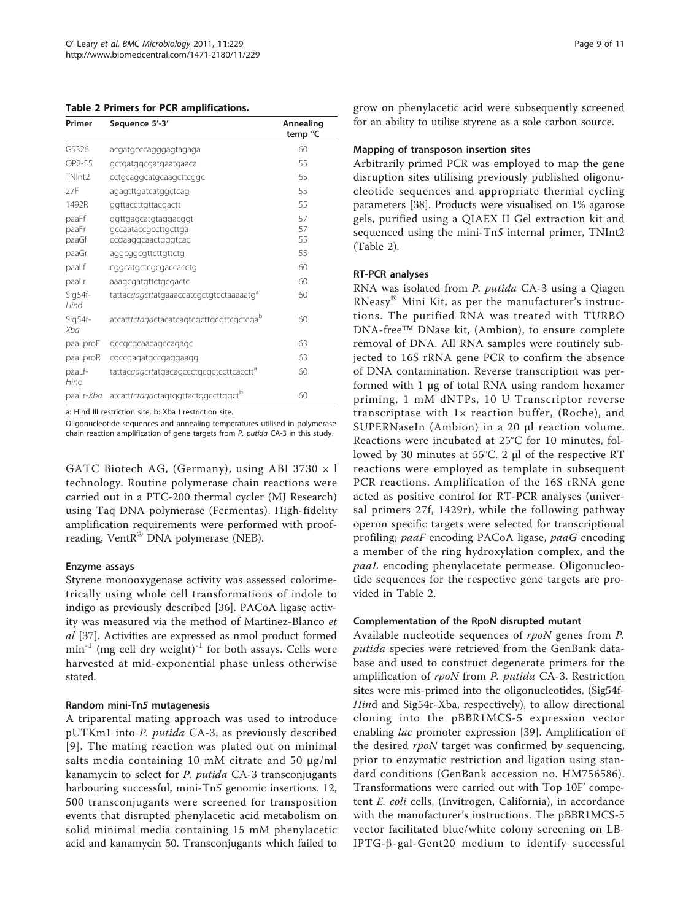**Table 2 Primers for PCR amplifications.**

| Primer | Sequence 5'-3' | Annealing temp °C |
|---|---|---|
| GS326 | acgatgcccagggagtagaga | 60 |
| OP2-55 | gctgatggcgatgaatgaaca | 55 |
| TNInt2 | cctgcaggcatgcaagcttcggc | 65 |
| 27F | agagtttgatcatggctcag | 55 |
| 1492R | ggttaccttgttacgactt | 55 |
| paaFf | ggttgagcatgtaggacggt | 57 |
| paaFr | gccaataccgccttgcttga | 57 |
| paaGf | ccgaaggcaactgggtcac | 55 |
| paaGr | aggcggcgttcttgttctg | 55 |
| paaLf | cggcatgctcgcgaccacctg | 60 |
| paaLr | aaagcgatgttctgcgactc | 60 |
| Sig54f-*Hind* | tattac*aagctt*atgaaaccatcgctgtcctaaaaatg[a] | 60 |
| Sig54r-*Xba* | atcatt*ctagag*tacatcagtcgcttgcgttcgctcga[b] | 60 |
| paaLproF | gccgcgcaacagccagagc | 63 |
| paaLproR | cgccgagatgccgaggaagg | 63 |
| paaLf-*Hind* | tattac*aagctt*atgacagccctgcgctccttcacctt[a] | 60 |
| paaLr-*Xba* | atcatt*ctagag*tagtggttactggccttggct[b] | 60 |

a: Hind III restriction site, b: Xba I restriction site.

Oligonucleotide sequences and annealing temperatures utilised in polymerase chain reaction amplification of gene targets from *P. putida* CA-3 in this study.

GATC Biotech AG, (Germany), using ABI 3730 × l technology. Routine polymerase chain reactions were carried out in a PTC-200 thermal cycler (MJ Research) using Taq DNA polymerase (Fermentas). High-fidelity amplification requirements were performed with proof-reading, VentR® DNA polymerase (NEB).

#### Enzyme assays

Styrene monooxygenase activity was assessed colorimetrically using whole cell transformations of indole to indigo as previously described [36]. PACoA ligase activity was measured via the method of Martinez-Blanco *et al* [37]. Activities are expressed as nmol product formed $min^{-1}$ (mg cell dry weight)$^{-1}$ for both assays. Cells were harvested at mid-exponential phase unless otherwise stated.

#### Random mini-Tn*5* mutagenesis

A triparental mating approach was used to introduce pUTKm1 into *P. putida* CA-3, as previously described [9]. The mating reaction was plated out on minimal salts media containing 10 mM citrate and 50 μg/ml kanamycin to select for *P. putida* CA-3 transconjugants harbouring successful, mini-Tn*5* genomic insertions. 12, 500 transconjugants were screened for transposition events that disrupted phenylacetic acid metabolism on solid minimal media containing 15 mM phenylacetic acid and kanamycin 50. Transconjugants which failed to grow on phenylacetic acid were subsequently screened for an ability to utilise styrene as a sole carbon source.

#### Mapping of transposon insertion sites

Arbitrarily primed PCR was employed to map the gene disruption sites utilising previously published oligonucleotide sequences and appropriate thermal cycling parameters [38]. Products were visualised on 1% agarose gels, purified using a QIAEX II Gel extraction kit and sequenced using the mini-Tn*5* internal primer, TNInt2 (Table 2).

#### RT-PCR analyses

RNA was isolated from *P. putida* CA-3 using a Qiagen RNeasy® Mini Kit, as per the manufacturer's instructions. The purified RNA was treated with TURBO DNA-free™ DNase kit, (Ambion), to ensure complete removal of DNA. All RNA samples were routinely subjected to 16S rRNA gene PCR to confirm the absence of DNA contamination. Reverse transcription was performed with 1 μg of total RNA using random hexamer priming, 1 mM dNTPs, 10 U Transcriptor reverse transcriptase with 1× reaction buffer, (Roche), and SUPERNaseIn (Ambion) in a 20 μl reaction volume. Reactions were incubated at 25°C for 10 minutes, followed by 30 minutes at 55°C. 2 μl of the respective RT reactions were employed as template in subsequent PCR reactions. Amplification of the 16S rRNA gene acted as positive control for RT-PCR analyses (universal primers 27f, 1429r), while the following pathway operon specific targets were selected for transcriptional profiling; *paaF* encoding PACoA ligase, *paaG* encoding a member of the ring hydroxylation complex, and the *paaL* encoding phenylacetate permease. Oligonucleotide sequences for the respective gene targets are provided in Table 2.

#### Complementation of the RpoN disrupted mutant

Available nucleotide sequences of *rpoN* genes from *P. putida* species were retrieved from the GenBank database and used to construct degenerate primers for the amplification of *rpoN* from *P. putida* CA-3. Restriction sites were mis-primed into the oligonucleotides, (Sig54f-*Hin*d and Sig54r-Xba, respectively), to allow directional cloning into the pBBR1MCS-5 expression vector enabling *lac* promoter expression [39]. Amplification of the desired *rpoN* target was confirmed by sequencing, prior to enzymatic restriction and ligation using standard conditions (GenBank accession no. HM756586). Transformations were carried out with Top 10F' competent *E. coli* cells, (Invitrogen, California), in accordance with the manufacturer's instructions. The pBBR1MCS-5 vector facilitated blue/white colony screening on LB-IPTG-β-gal-Gent20 medium to identify successful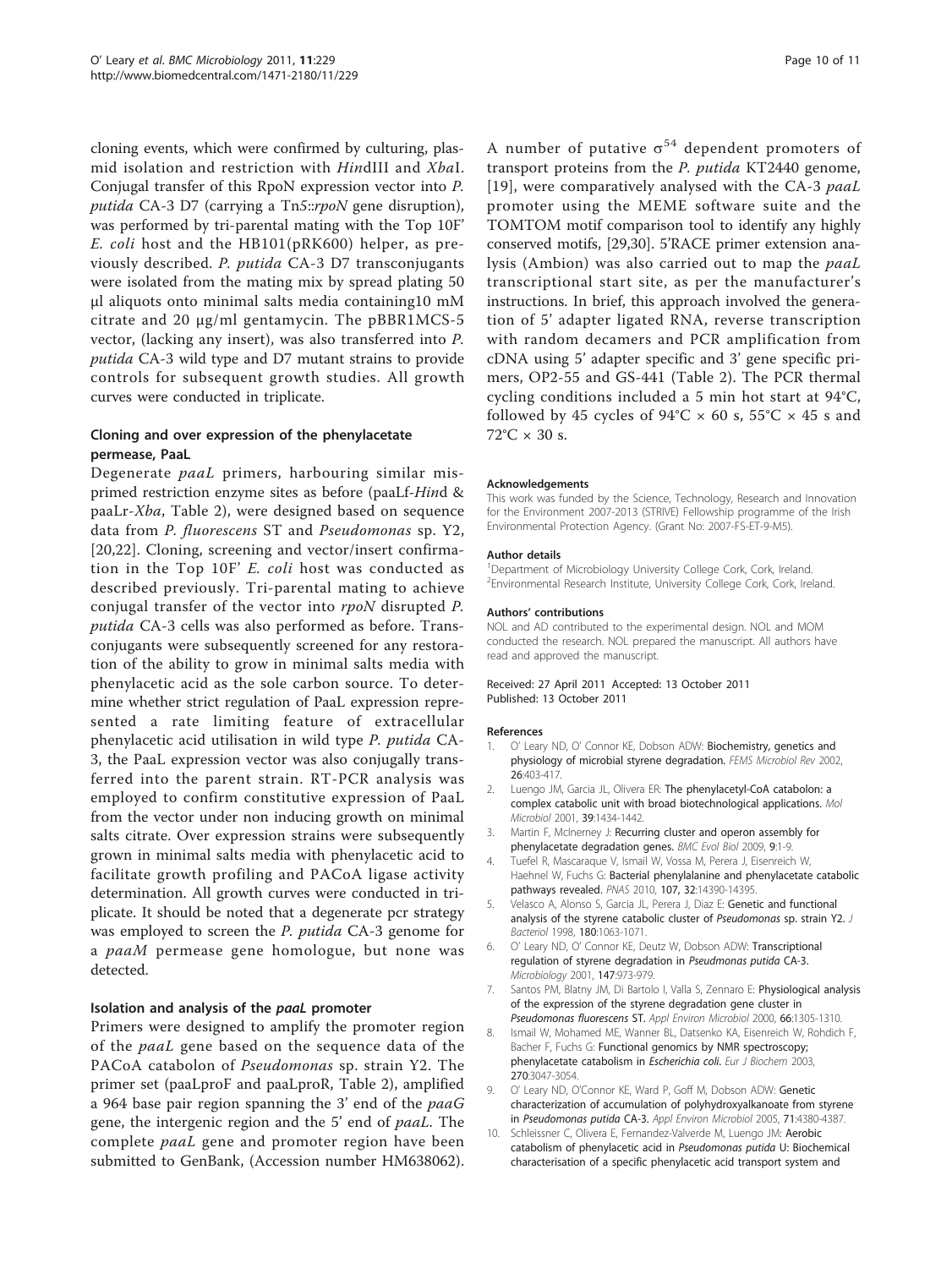cloning events, which were confirmed by culturing, plasmid isolation and restriction with *Hin*dIII and *Xba*I. Conjugal transfer of this RpoN expression vector into *P. putida* CA-3 D7 (carrying a Tn*5*::*rpoN* gene disruption), was performed by tri-parental mating with the Top 10F' *E. coli* host and the HB101(pRK600) helper, as previously described. *P. putida* CA-3 D7 transconjugants were isolated from the mating mix by spread plating 50 μl aliquots onto minimal salts media containing10 mM citrate and 20 μg/ml gentamycin. The pBBR1MCS-5 vector, (lacking any insert), was also transferred into *P. putida* CA-3 wild type and D7 mutant strains to provide controls for subsequent growth studies. All growth curves were conducted in triplicate.

### Cloning and over expression of the phenylacetate permease, PaaL

Degenerate *paaL* primers, harbouring similar misprimed restriction enzyme sites as before (paaLf-*Hin*d & paaLr-*Xba*, Table 2), were designed based on sequence data from *P. fluorescens* ST and *Pseudomonas* sp. Y2, [20,22]. Cloning, screening and vector/insert confirmation in the Top 10F' *E. coli* host was conducted as described previously. Tri-parental mating to achieve conjugal transfer of the vector into *rpoN* disrupted *P. putida* CA-3 cells was also performed as before. Transconjugants were subsequently screened for any restoration of the ability to grow in minimal salts media with phenylacetic acid as the sole carbon source. To determine whether strict regulation of PaaL expression represented a rate limiting feature of extracellular phenylacetic acid utilisation in wild type *P. putida* CA-3, the PaaL expression vector was also conjugally transferred into the parent strain. RT-PCR analysis was employed to confirm constitutive expression of PaaL from the vector under non inducing growth on minimal salts citrate. Over expression strains were subsequently grown in minimal salts media with phenylacetic acid to facilitate growth profiling and PACoA ligase activity determination. All growth curves were conducted in triplicate. It should be noted that a degenerate pcr strategy was employed to screen the *P. putida* CA-3 genome for a *paaM* permease gene homologue, but none was detected.

### Isolation and analysis of the *paaL* promoter

Primers were designed to amplify the promoter region of the *paaL* gene based on the sequence data of the PACoA catabolon of *Pseudomonas* sp. strain Y2. The primer set (paaLproF and paaLproR, Table 2), amplified a 964 base pair region spanning the 3' end of the *paaG* gene, the intergenic region and the 5' end of *paaL*. The complete *paaL* gene and promoter region have been submitted to GenBank, (Accession number HM638062).

A number of putative $\sigma^{54}$ dependent promoters of transport proteins from the *P. putida* KT2440 genome, [19], were comparatively analysed with the CA-3 *paaL* promoter using the MEME software suite and the TOMTOM motif comparison tool to identify any highly conserved motifs, [29,30]. 5'RACE primer extension analysis (Ambion) was also carried out to map the *paaL* transcriptional start site, as per the manufacturer's instructions. In brief, this approach involved the generation of 5' adapter ligated RNA, reverse transcription with random decamers and PCR amplification from cDNA using 5' adapter specific and 3' gene specific primers, OP2-55 and GS-441 (Table 2). The PCR thermal cycling conditions included a 5 min hot start at 94°C, followed by 45 cycles of 94°C × 60 s, 55°C × 45 s and 72°C × 30 s.

#### Acknowledgements

This work was funded by the Science, Technology, Research and Innovation for the Environment 2007-2013 (STRIVE) Fellowship programme of the Irish Environmental Protection Agency. (Grant No: 2007-FS-ET-9-M5).

#### Author details

[1]Department of Microbiology University College Cork, Cork, Ireland. [2]Environmental Research Institute, University College Cork, Cork, Ireland.

#### Authors' contributions

NOL and AD contributed to the experimental design. NOL and MOM conducted the research. NOL prepared the manuscript. All authors have read and approved the manuscript.

Received: 27 April 2011 Accepted: 13 October 2011
Published: 13 October 2011

#### References

1. O' Leary ND, O' Connor KE, Dobson ADW: **Biochemistry, genetics and physiology of microbial styrene degradation.** *FEMS Microbiol Rev* 2002, **26**:403-417.
2. Luengo JM, Garcia JL, Olivera ER: **The phenylacetyl-CoA catabolon: a complex catabolic unit with broad biotechnological applications.** *Mol Microbiol* 2001, **39**:1434-1442.
3. Martin F, McInerney J: **Recurring cluster and operon assembly for phenylacetate degradation genes.** *BMC Evol Biol* 2009, **9**:1-9.
4. Tuefel R, Mascaraque V, Ismail W, Vossa M, Perera J, Eisenreich W, Haehnel W, Fuchs G: **Bacterial phenylalanine and phenylacetate catabolic pathways revealed.** *PNAS* 2010, **107, 32**:14390-14395.
5. Velasco A, Alonso S, Garcia JL, Perera J, Diaz E: **Genetic and functional analysis of the styrene catabolic cluster of *Pseudomonas* sp. strain Y2.** *J Bacteriol* 1998, **180**:1063-1071.
6. O' Leary ND, O' Connor KE, Deutz W, Dobson ADW: **Transcriptional regulation of styrene degradation in *Pseudmonas putida* CA-3.** *Microbiology* 2001, **147**:973-979.
7. Santos PM, Blatny JM, Di Bartolo I, Valla S, Zennaro E: **Physiological analysis of the expression of the styrene degradation gene cluster in *Pseudomonas fluorescens* ST.** *Appl Environ Microbiol* 2000, **66**:1305-1310.
8. Ismail W, Mohamed ME, Wanner BL, Datsenko KA, Eisenreich W, Rohdich F, Bacher F, Fuchs G: **Functional genomics by NMR spectroscopy; phenylacetate catabolism in *Escherichia coli*.** *Eur J Biochem* 2003, **270**:3047-3054.
9. O' Leary ND, O'Connor KE, Ward P, Goff M, Dobson ADW: **Genetic characterization of accumulation of polyhydroxyalkanoate from styrene in *Pseudomonas putida* CA-3.** *Appl Environ Microbiol* 2005, **71**:4380-4387.
10. Schleissner C, Olivera E, Fernandez-Valverde M, Luengo JM: **Aerobic catabolism of phenylacetic acid in *Pseudomonas putida* U: Biochemical characterisation of a specific phenylacetic acid transport system and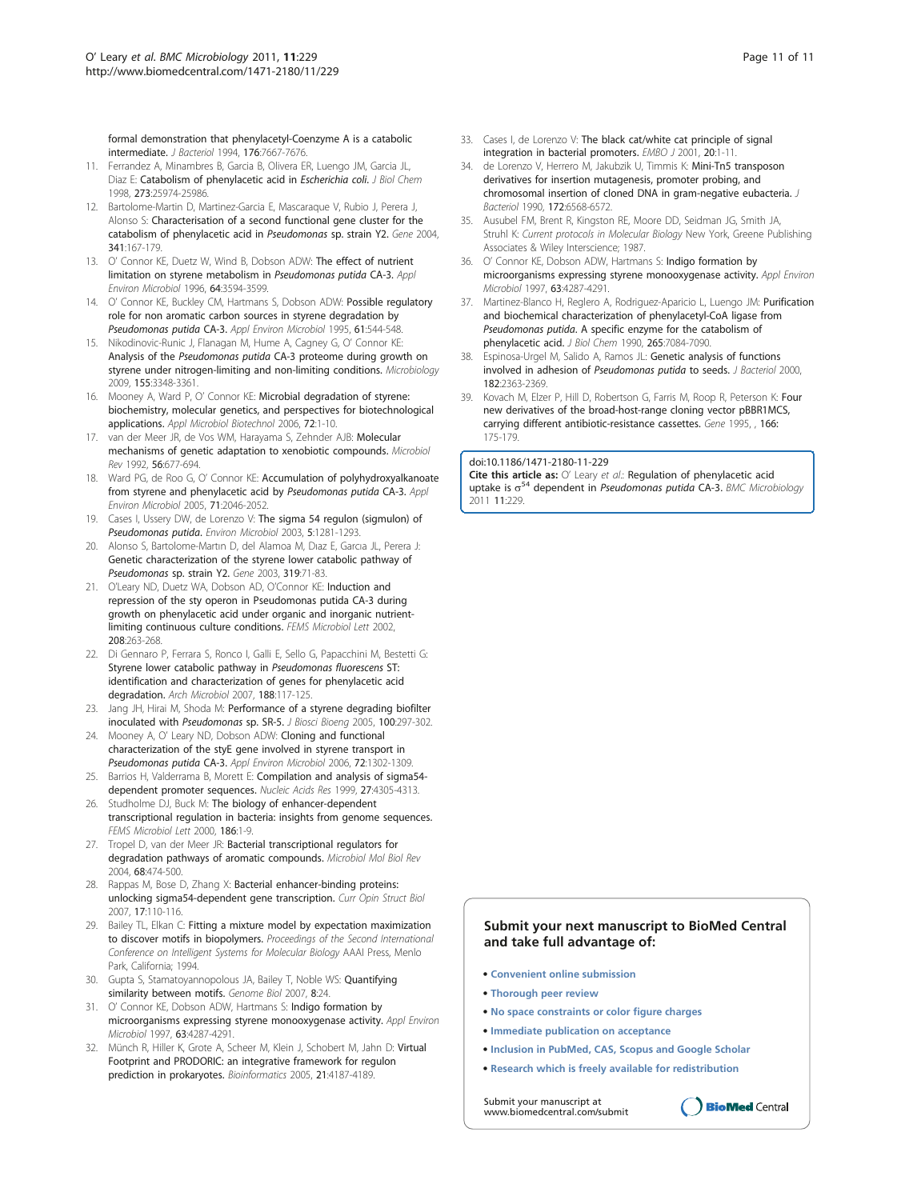formal demonstration that phenylacetyl-Coenzyme A is a catabolic intermediate. *J Bacteriol* 1994, **176**:7667-7676.

11. Ferrandez A, Minambres B, Garcia B, Olivera ER, Luengo JM, Garcia JL, Diaz E: **Catabolism of phenylacetic acid in *Escherichia coli*.** *J Biol Chem* 1998, **273**:25974-25986.
12. Bartolome-Martin D, Martinez-Garcia E, Mascaraque V, Rubio J, Perera J, Alonso S: **Characterisation of a second functional gene cluster for the catabolism of phenylacetic acid in *Pseudomonas* sp. strain Y2.** *Gene* 2004, **341**:167-179.
13. O' Connor KE, Duetz W, Wind B, Dobson ADW: **The effect of nutrient limitation on styrene metabolism in *Pseudomonas putida* CA-3.** *Appl Environ Microbiol* 1996, **64**:3594-3599.
14. O' Connor KE, Buckley CM, Hartmans S, Dobson ADW: **Possible regulatory role for non aromatic carbon sources in styrene degradation by *Pseudomonas putida* CA-3.** *Appl Environ Microbiol* 1995, **61**:544-548.
15. Nikodinovic-Runic J, Flanagan M, Hume A, Cagney G, O' Connor KE: **Analysis of the *Pseudomonas putida* CA-3 proteome during growth on styrene under nitrogen-limiting and non-limiting conditions.** *Microbiology* 2009, **155**:3348-3361.
16. Mooney A, Ward P, O' Connor KE: **Microbial degradation of styrene: biochemistry, molecular genetics, and perspectives for biotechnological applications.** *Appl Microbiol Biotechnol* 2006, **72**:1-10.
17. van der Meer JR, de Vos WM, Harayama S, Zehnder AJB: **Molecular mechanisms of genetic adaptation to xenobiotic compounds.** *Microbiol Rev* 1992, **56**:677-694.
18. Ward PG, de Roo G, O' Connor KE: **Accumulation of polyhydroxyalkanoate from styrene and phenylacetic acid by *Pseudomonas putida* CA-3.** *Appl Environ Microbiol* 2005, **71**:2046-2052.
19. Cases I, Ussery DW, de Lorenzo V: **The sigma 54 regulon (sigmulon) of *Pseudomonas putida*.** *Environ Microbiol* 2003, **5**:1281-1293.
20. Alonso S, Bartolome-Martın D, del Alamoa M, Dıaz E, Garcıa JL, Perera J: **Genetic characterization of the styrene lower catabolic pathway of *Pseudomonas* sp. strain Y2.** *Gene* 2003, **319**:71-83.
21. O'Leary ND, Duetz WA, Dobson AD, O'Connor KE: **Induction and repression of the sty operon in Pseudomonas putida CA-3 during growth on phenylacetic acid under organic and inorganic nutrient-limiting continuous culture conditions.** *FEMS Microbiol Lett* 2002, **208**:263-268.
22. Di Gennaro P, Ferrara S, Ronco I, Galli E, Sello G, Papacchini M, Bestetti G: **Styrene lower catabolic pathway in *Pseudomonas fluorescens* ST: identification and characterization of genes for phenylacetic acid degradation.** *Arch Microbiol* 2007, **188**:117-125.
23. Jang JH, Hirai M, Shoda M: **Performance of a styrene degrading biofilter inoculated with *Pseudomonas* sp. SR-5.** *J Biosci Bioeng* 2005, **100**:297-302.
24. Mooney A, O' Leary ND, Dobson ADW: **Cloning and functional characterization of the styE gene involved in styrene transport in *Pseudomonas putida* CA-3.** *Appl Environ Microbiol* 2006, **72**:1302-1309.
25. Barrios H, Valderrama B, Morett E: **Compilation and analysis of sigma54-dependent promoter sequences.** *Nucleic Acids Res* 1999, **27**:4305-4313.
26. Studholme DJ, Buck M: **The biology of enhancer-dependent transcriptional regulation in bacteria: insights from genome sequences.** *FEMS Microbiol Lett* 2000, **186**:1-9.
27. Tropel D, van der Meer JR: **Bacterial transcriptional regulators for degradation pathways of aromatic compounds.** *Microbiol Mol Biol Rev* 2004, **68**:474-500.
28. Rappas M, Bose D, Zhang X: **Bacterial enhancer-binding proteins: unlocking sigma54-dependent gene transcription.** *Curr Opin Struct Biol* 2007, **17**:110-116.
29. Bailey TL, Elkan C: **Fitting a mixture model by expectation maximization to discover motifs in biopolymers.** *Proceedings of the Second International Conference on Intelligent Systems for Molecular Biology* AAAI Press, Menlo Park, California; 1994.
30. Gupta S, Stamatoyannopolous JA, Bailey T, Noble WS: **Quantifying similarity between motifs.** *Genome Biol* 2007, **8**:24.
31. O' Connor KE, Dobson ADW, Hartmans S: **Indigo formation by microorganisms expressing styrene monooxygenase activity.** *Appl Environ Microbiol* 1997, **63**:4287-4291.
32. Münch R, Hiller K, Grote A, Scheer M, Klein J, Schobert M, Jahn D: **Virtual Footprint and PRODORIC: an integrative framework for regulon prediction in prokaryotes.** *Bioinformatics* 2005, **21**:4187-4189.
33. Cases I, de Lorenzo V: **The black cat/white cat principle of signal integration in bacterial promoters.** *EMBO J* 2001, **20**:1-11.
34. de Lorenzo V, Herrero M, Jakubzik U, Timmis K: **Mini-Tn5 transposon derivatives for insertion mutagenesis, promoter probing, and chromosomal insertion of cloned DNA in gram-negative eubacteria.** *J Bacteriol* 1990, **172**:6568-6572.
35. Ausubel FM, Brent R, Kingston RE, Moore DD, Seidman JG, Smith JA, Struhl K: *Current protocols in Molecular Biology* New York, Greene Publishing Associates & Wiley Interscience; 1987.
36. O' Connor KE, Dobson ADW, Hartmans S: **Indigo formation by microorganisms expressing styrene monooxygenase activity.** *Appl Environ Microbiol* 1997, **63**:4287-4291.
37. Martinez-Blanco H, Reglero A, Rodriguez-Aparicio L, Luengo JM: **Purification and biochemical characterization of phenylacetyl-CoA ligase from *Pseudomonas putida*. A specific enzyme for the catabolism of phenylacetic acid.** *J Biol Chem* 1990, **265**:7084-7090.
38. Espinosa-Urgel M, Salido A, Ramos JL: **Genetic analysis of functions involved in adhesion of *Pseudomonas putida* to seeds.** *J Bacteriol* 2000, **182**:2363-2369.
39. Kovach M, Elzer P, Hill D, Robertson G, Farris M, Roop R, Peterson K: **Four new derivatives of the broad-host-range cloning vector pBBR1MCS, carrying different antibiotic-resistance cassettes.** *Gene* 1995, , **166**: 175-179.

doi:10.1186/1471-2180-11-229
**Cite this article as:** O' Leary *et al.*: Regulation of phenylacetic acid uptake is $\sigma^{54}$ dependent in *Pseudomonas putida* CA-3. *BMC Microbiology* 2011 **11**:229.

**Submit your next manuscript to BioMed Central and take full advantage of:**

- **Convenient online submission**
- **Thorough peer review**
- **No space constraints or color figure charges**
- **Immediate publication on acceptance**
- **Inclusion in PubMed, CAS, Scopus and Google Scholar**
- **Research which is freely available for redistribution**

Submit your manuscript at
www.biomedcentral.com/submit

BioMed Central